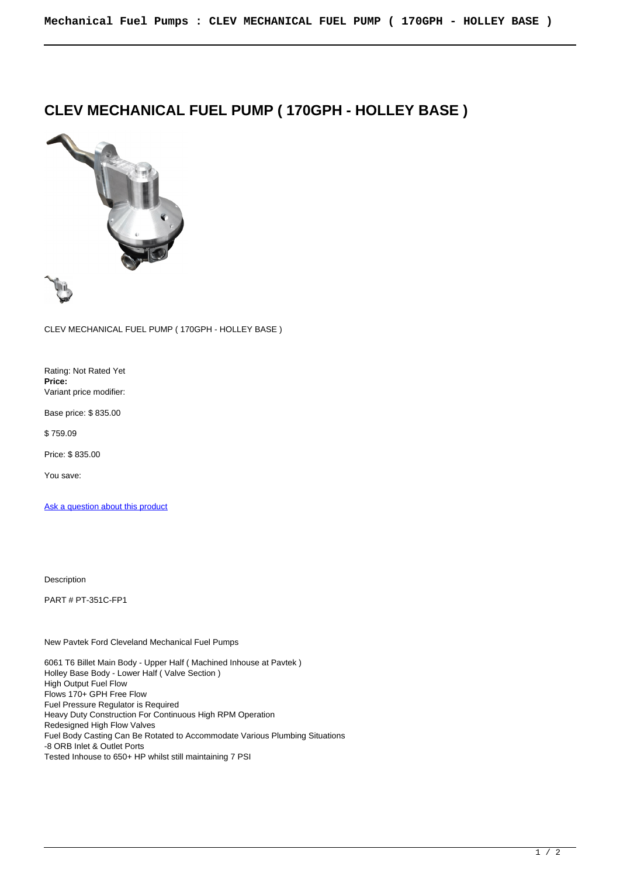# CLEV MECHANICAL FUEL PUMP ( 170GPH - HOLLEY BASE )

CLEV MECHANICAL FUEL PUMP ( 170GPH - HOLLEY BASE )

Rating: Not Rated Yet
**Price:**
Variant price modifier:

Base price: $ 835.00

$ 759.09

Price: $ 835.00

You save:

[Ask a question about this product]

Description

PART # PT-351C-FP1

New Pavtek Ford Cleveland Mechanical Fuel Pumps

6061 T6 Billet Main Body - Upper Half ( Machined Inhouse at Pavtek )
Holley Base Body - Lower Half ( Valve Section )
High Output Fuel Flow
Flows 170+ GPH Free Flow
Fuel Pressure Regulator is Required
Heavy Duty Construction For Continuous High RPM Operation
Redesigned High Flow Valves
Fuel Body Casting Can Be Rotated to Accommodate Various Plumbing Situations
-8 ORB Inlet & Outlet Ports
Tested Inhouse to 650+ HP whilst still maintaining 7 PSI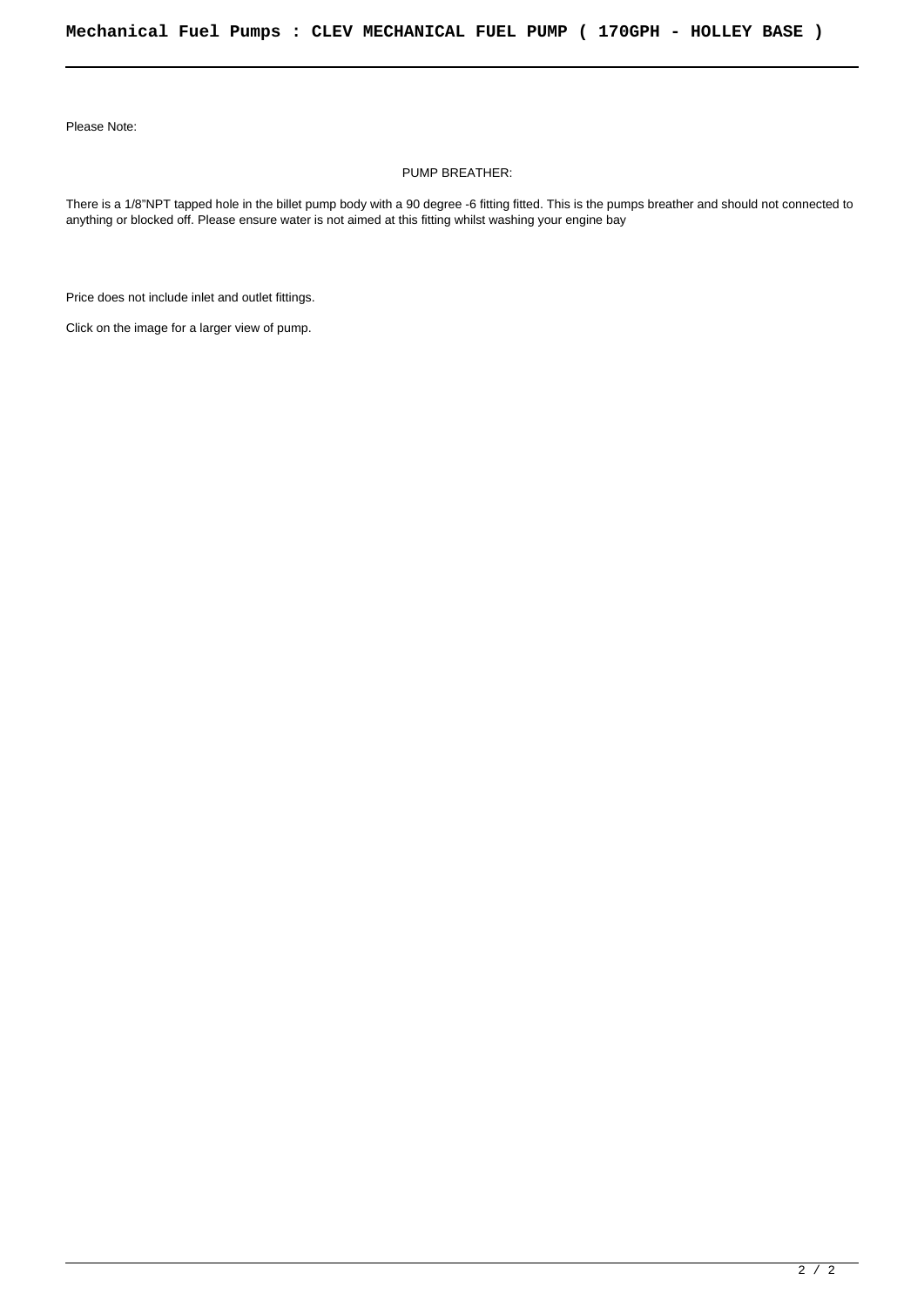Please Note:

PUMP BREATHER:

There is a 1/8"NPT tapped hole in the billet pump body with a 90 degree -6 fitting fitted. This is the pumps breather and should not connected to anything or blocked off. Please ensure water is not aimed at this fitting whilst washing your engine bay

Price does not include inlet and outlet fittings.

Click on the image for a larger view of pump.